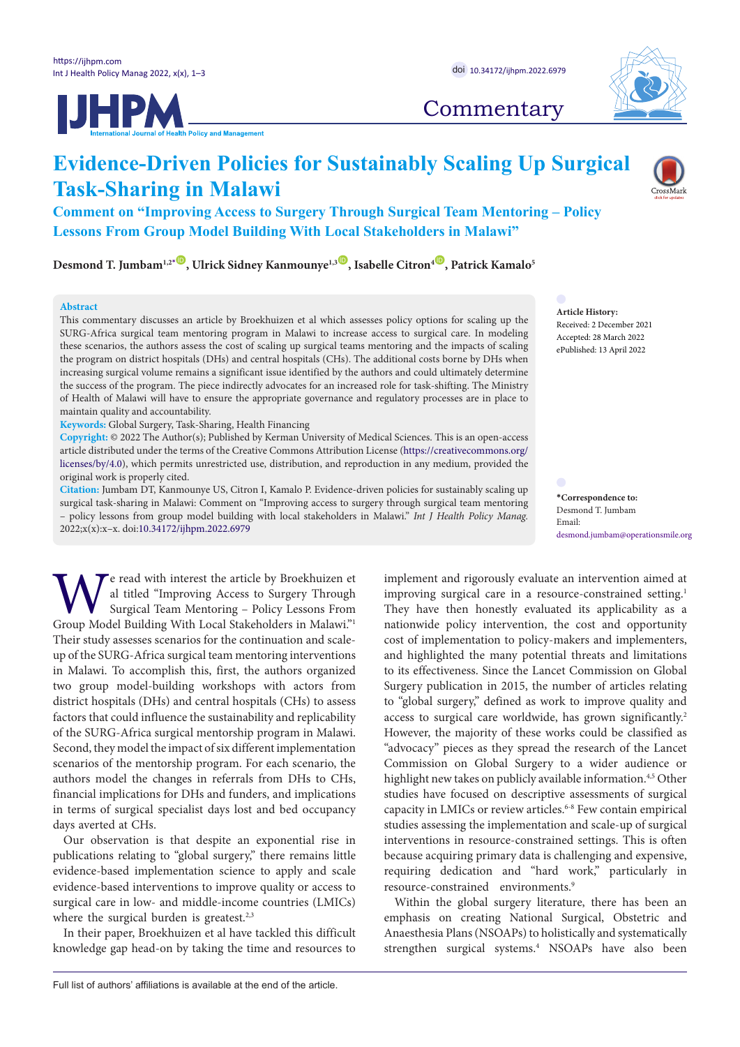Commentary

# Evidence-Driven Policies for Sustainably Scaling Up Surgical Task-Sharing in Malawi

## Comment on "Improving Access to Surgery Through Surgical Team Mentoring – Policy Lessons From Group Model Building With Local Stakeholders in Malawi"

**Desmond T. Jumbam[1,2*], Ulrick Sidney Kanmounye[1,3], Isabelle Citron[4], Patrick Kamalo[5]**

**Abstract**

This commentary discusses an article by Broekhuizen et al which assesses policy options for scaling up the SURG-Africa surgical team mentoring program in Malawi to increase access to surgical care. In modeling these scenarios, the authors assess the cost of scaling up surgical teams mentoring and the impacts of scaling the program on district hospitals (DHs) and central hospitals (CHs). The additional costs borne by DHs when increasing surgical volume remains a significant issue identified by the authors and could ultimately determine the success of the program. The piece indirectly advocates for an increased role for task-shifting. The Ministry of Health of Malawi will have to ensure the appropriate governance and regulatory processes are in place to maintain quality and accountability.

**Keywords:** Global Surgery, Task-Sharing, Health Financing

**Copyright:** © 2022 The Author(s); Published by Kerman University of Medical Sciences. This is an open-access article distributed under the terms of the Creative Commons Attribution License (https://creativecommons.org/licenses/by/4.0), which permits unrestricted use, distribution, and reproduction in any medium, provided the original work is properly cited.

**Citation:** Jumbam DT, Kanmounye US, Citron I, Kamalo P. Evidence-driven policies for sustainably scaling up surgical task-sharing in Malawi: Comment on "Improving access to surgery through surgical team mentoring – policy lessons from group model building with local stakeholders in Malawi." *Int J Health Policy Manag.* 2022;x(x):x–x. doi:10.34172/ijhpm.2022.6979

**Article History:**
Received: 2 December 2021
Accepted: 28 March 2022
ePublished: 13 April 2022

**\*Correspondence to:**
Desmond T. Jumbam
Email: desmond.jumbam@operationsmile.org

We read with interest the article by Broekhuizen et al titled "Improving Access to Surgery Through Surgical Team Mentoring – Policy Lessons From Group Model Building With Local Stakeholders in Malawi."[1] Their study assesses scenarios for the continuation and scale-up of the SURG-Africa surgical team mentoring interventions in Malawi. To accomplish this, first, the authors organized two group model-building workshops with actors from district hospitals (DHs) and central hospitals (CHs) to assess factors that could influence the sustainability and replicability of the SURG-Africa surgical mentorship program in Malawi. Second, they model the impact of six different implementation scenarios of the mentorship program. For each scenario, the authors model the changes in referrals from DHs to CHs, financial implications for DHs and funders, and implications in terms of surgical specialist days lost and bed occupancy days averted at CHs.

Our observation is that despite an exponential rise in publications relating to "global surgery," there remains little evidence-based implementation science to apply and scale evidence-based interventions to improve quality or access to surgical care in low- and middle-income countries (LMICs) where the surgical burden is greatest.[2,3]

In their paper, Broekhuizen et al have tackled this difficult knowledge gap head-on by taking the time and resources to implement and rigorously evaluate an intervention aimed at improving surgical care in a resource-constrained setting.[1] They have then honestly evaluated its applicability as a nationwide policy intervention, the cost and opportunity cost of implementation to policy-makers and implementers, and highlighted the many potential threats and limitations to its effectiveness. Since the Lancet Commission on Global Surgery publication in 2015, the number of articles relating to "global surgery," defined as work to improve quality and access to surgical care worldwide, has grown significantly.[2] However, the majority of these works could be classified as "advocacy" pieces as they spread the research of the Lancet Commission on Global Surgery to a wider audience or highlight new takes on publicly available information.[4,5] Other studies have focused on descriptive assessments of surgical capacity in LMICs or review articles.[6-8] Few contain empirical studies assessing the implementation and scale-up of surgical interventions in resource-constrained settings. This is often because acquiring primary data is challenging and expensive, requiring dedication and "hard work," particularly in resource-constrained environments.[9]

Within the global surgery literature, there has been an emphasis on creating National Surgical, Obstetric and Anaesthesia Plans (NSOAPs) to holistically and systematically strengthen surgical systems.[4] NSOAPs have also been

Full list of authors' affiliations is available at the end of the article.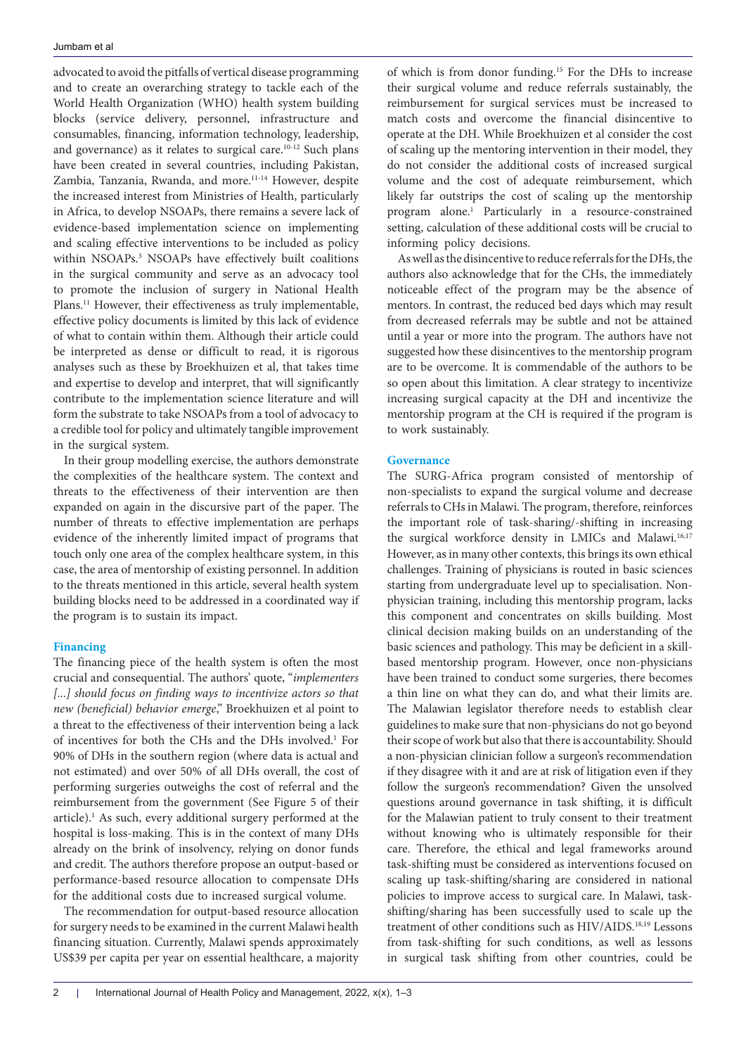advocated to avoid the pitfalls of vertical disease programming and to create an overarching strategy to tackle each of the World Health Organization (WHO) health system building blocks (service delivery, personnel, infrastructure and consumables, financing, information technology, leadership, and governance) as it relates to surgical care.[10-12] Such plans have been created in several countries, including Pakistan, Zambia, Tanzania, Rwanda, and more.[11-14] However, despite the increased interest from Ministries of Health, particularly in Africa, to develop NSOAPs, there remains a severe lack of evidence-based implementation science on implementing and scaling effective interventions to be included as policy within NSOAPs.[3] NSOAPs have effectively built coalitions in the surgical community and serve as an advocacy tool to promote the inclusion of surgery in National Health Plans.[11] However, their effectiveness as truly implementable, effective policy documents is limited by this lack of evidence of what to contain within them. Although their article could be interpreted as dense or difficult to read, it is rigorous analyses such as these by Broekhuizen et al, that takes time and expertise to develop and interpret, that will significantly contribute to the implementation science literature and will form the substrate to take NSOAPs from a tool of advocacy to a credible tool for policy and ultimately tangible improvement in the surgical system.

In their group modelling exercise, the authors demonstrate the complexities of the healthcare system. The context and threats to the effectiveness of their intervention are then expanded on again in the discursive part of the paper. The number of threats to effective implementation are perhaps evidence of the inherently limited impact of programs that touch only one area of the complex healthcare system, in this case, the area of mentorship of existing personnel. In addition to the threats mentioned in this article, several health system building blocks need to be addressed in a coordinated way if the program is to sustain its impact.

## Financing

The financing piece of the health system is often the most crucial and consequential. The authors' quote, "*implementers [...] should focus on finding ways to incentivize actors so that new (beneficial) behavior emerge*," Broekhuizen et al point to a threat to the effectiveness of their intervention being a lack of incentives for both the CHs and the DHs involved.[1] For 90% of DHs in the southern region (where data is actual and not estimated) and over 50% of all DHs overall, the cost of performing surgeries outweighs the cost of referral and the reimbursement from the government (See Figure 5 of their article).[1] As such, every additional surgery performed at the hospital is loss-making. This is in the context of many DHs already on the brink of insolvency, relying on donor funds and credit. The authors therefore propose an output-based or performance-based resource allocation to compensate DHs for the additional costs due to increased surgical volume.

The recommendation for output-based resource allocation for surgery needs to be examined in the current Malawi health financing situation. Currently, Malawi spends approximately US$39 per capita per year on essential healthcare, a majority of which is from donor funding.[15] For the DHs to increase their surgical volume and reduce referrals sustainably, the reimbursement for surgical services must be increased to match costs and overcome the financial disincentive to operate at the DH. While Broekhuizen et al consider the cost of scaling up the mentoring intervention in their model, they do not consider the additional costs of increased surgical volume and the cost of adequate reimbursement, which likely far outstrips the cost of scaling up the mentorship program alone.[1] Particularly in a resource-constrained setting, calculation of these additional costs will be crucial to informing policy decisions.

As well as the disincentive to reduce referrals for the DHs, the authors also acknowledge that for the CHs, the immediately noticeable effect of the program may be the absence of mentors. In contrast, the reduced bed days which may result from decreased referrals may be subtle and not be attained until a year or more into the program. The authors have not suggested how these disincentives to the mentorship program are to be overcome. It is commendable of the authors to be so open about this limitation. A clear strategy to incentivize increasing surgical capacity at the DH and incentivize the mentorship program at the CH is required if the program is to work sustainably.

## Governance

The SURG-Africa program consisted of mentorship of non-specialists to expand the surgical volume and decrease referrals to CHs in Malawi. The program, therefore, reinforces the important role of task-sharing/-shifting in increasing the surgical workforce density in LMICs and Malawi.[16,17] However, as in many other contexts, this brings its own ethical challenges. Training of physicians is routed in basic sciences starting from undergraduate level up to specialisation. Non-physician training, including this mentorship program, lacks this component and concentrates on skills building. Most clinical decision making builds on an understanding of the basic sciences and pathology. This may be deficient in a skill-based mentorship program. However, once non-physicians have been trained to conduct some surgeries, there becomes a thin line on what they can do, and what their limits are. The Malawian legislator therefore needs to establish clear guidelines to make sure that non-physicians do not go beyond their scope of work but also that there is accountability. Should a non-physician clinician follow a surgeon's recommendation if they disagree with it and are at risk of litigation even if they follow the surgeon's recommendation? Given the unsolved questions around governance in task shifting, it is difficult for the Malawian patient to truly consent to their treatment without knowing who is ultimately responsible for their care. Therefore, the ethical and legal frameworks around task-shifting must be considered as interventions focused on scaling up task-shifting/sharing are considered in national policies to improve access to surgical care. In Malawi, task-shifting/sharing has been successfully used to scale up the treatment of other conditions such as HIV/AIDS.[18,19] Lessons from task-shifting for such conditions, as well as lessons in surgical task shifting from other countries, could be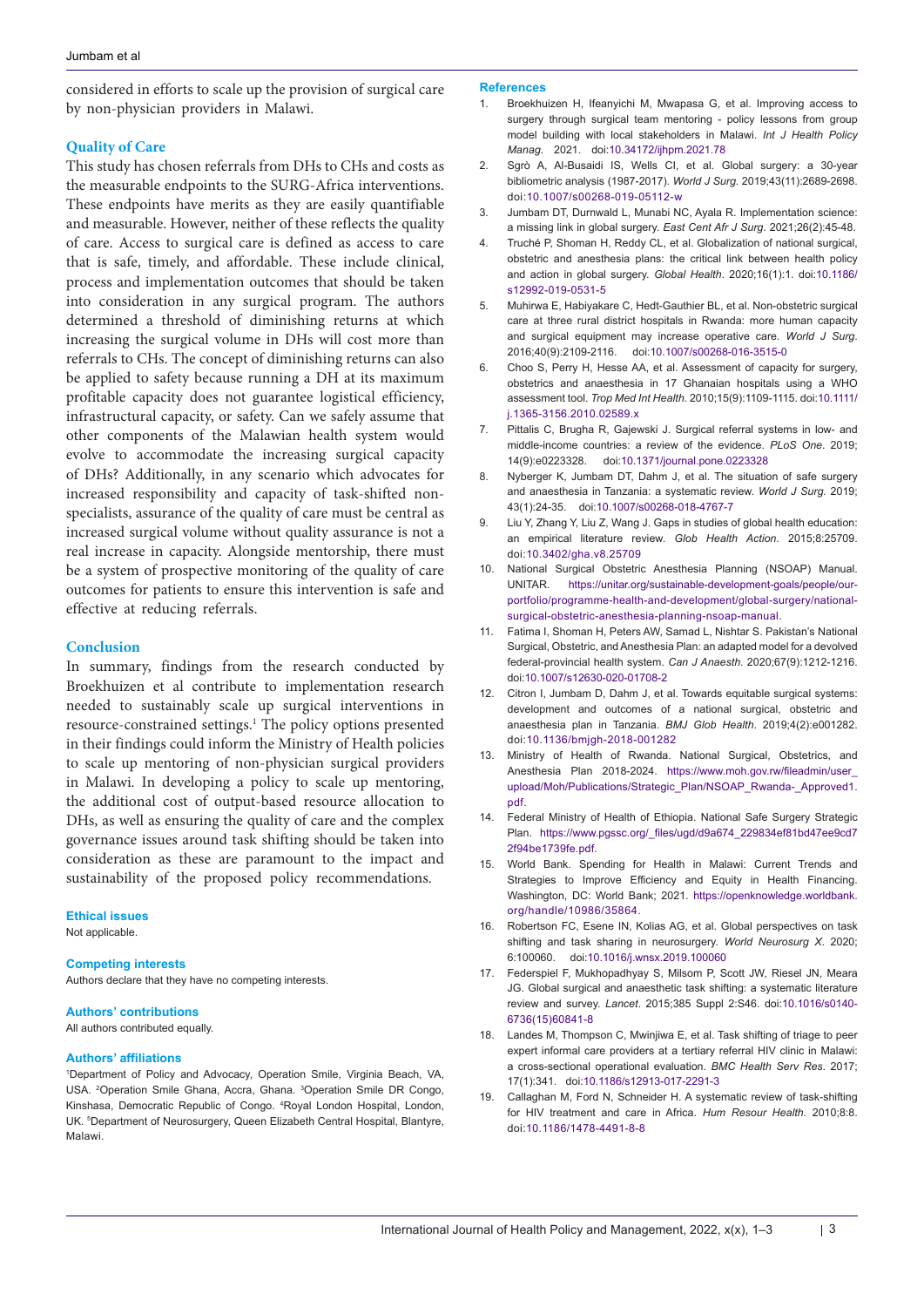considered in efforts to scale up the provision of surgical care by non-physician providers in Malawi.

## Quality of Care

This study has chosen referrals from DHs to CHs and costs as the measurable endpoints to the SURG-Africa interventions. These endpoints have merits as they are easily quantifiable and measurable. However, neither of these reflects the quality of care. Access to surgical care is defined as access to care that is safe, timely, and affordable. These include clinical, process and implementation outcomes that should be taken into consideration in any surgical program. The authors determined a threshold of diminishing returns at which increasing the surgical volume in DHs will cost more than referrals to CHs. The concept of diminishing returns can also be applied to safety because running a DH at its maximum profitable capacity does not guarantee logistical efficiency, infrastructural capacity, or safety. Can we safely assume that other components of the Malawian health system would evolve to accommodate the increasing surgical capacity of DHs? Additionally, in any scenario which advocates for increased responsibility and capacity of task-shifted non-specialists, assurance of the quality of care must be central as increased surgical volume without quality assurance is not a real increase in capacity. Alongside mentorship, there must be a system of prospective monitoring of the quality of care outcomes for patients to ensure this intervention is safe and effective at reducing referrals.

## Conclusion

In summary, findings from the research conducted by Broekhuizen et al contribute to implementation research needed to sustainably scale up surgical interventions in resource-constrained settings.[1] The policy options presented in their findings could inform the Ministry of Health policies to scale up mentoring of non-physician surgical providers in Malawi. In developing a policy to scale up mentoring, the additional cost of output-based resource allocation to DHs, as well as ensuring the quality of care and the complex governance issues around task shifting should be taken into consideration as these are paramount to the impact and sustainability of the proposed policy recommendations.

### Ethical issues

Not applicable.

### Competing interests

Authors declare that they have no competing interests.

### Authors' contributions

All authors contributed equally.

### Authors' affiliations

[1]Department of Policy and Advocacy, Operation Smile, Virginia Beach, VA, USA. [2]Operation Smile Ghana, Accra, Ghana. [3]Operation Smile DR Congo, Kinshasa, Democratic Republic of Congo. [4]Royal London Hospital, London, UK. [5]Department of Neurosurgery, Queen Elizabeth Central Hospital, Blantyre, Malawi.

### References

1. Broekhuizen H, Ifeanyichi M, Mwapasa G, et al. Improving access to surgery through surgical team mentoring - policy lessons from group model building with local stakeholders in Malawi. *Int J Health Policy Manag*. 2021. doi:10.34172/ijhpm.2021.78
2. Sgrò A, Al-Busaidi IS, Wells CI, et al. Global surgery: a 30-year bibliometric analysis (1987-2017). *World J Surg*. 2019;43(11):2689-2698. doi:10.1007/s00268-019-05112-w
3. Jumbam DT, Durnwald L, Munabi NC, Ayala R. Implementation science: a missing link in global surgery. *East Cent Afr J Surg*. 2021;26(2):45-48.
4. Truché P, Shoman H, Reddy CL, et al. Globalization of national surgical, obstetric and anesthesia plans: the critical link between health policy and action in global surgery. *Global Health*. 2020;16(1):1. doi:10.1186/s12992-019-0531-5
5. Muhirwa E, Habiyakare C, Hedt-Gauthier BL, et al. Non-obstetric surgical care at three rural district hospitals in Rwanda: more human capacity and surgical equipment may increase operative care. *World J Surg*. 2016;40(9):2109-2116. doi:10.1007/s00268-016-3515-0
6. Choo S, Perry H, Hesse AA, et al. Assessment of capacity for surgery, obstetrics and anaesthesia in 17 Ghanaian hospitals using a WHO assessment tool. *Trop Med Int Health*. 2010;15(9):1109-1115. doi:10.1111/j.1365-3156.2010.02589.x
7. Pittalis C, Brugha R, Gajewski J. Surgical referral systems in low- and middle-income countries: a review of the evidence. *PLoS One*. 2019; 14(9):e0223328. doi:10.1371/journal.pone.0223328
8. Nyberger K, Jumbam DT, Dahm J, et al. The situation of safe surgery and anaesthesia in Tanzania: a systematic review. *World J Surg*. 2019; 43(1):24-35. doi:10.1007/s00268-018-4767-7
9. Liu Y, Zhang Y, Liu Z, Wang J. Gaps in studies of global health education: an empirical literature review. *Glob Health Action*. 2015;8:25709. doi:10.3402/gha.v8.25709
10. National Surgical Obstetric Anesthesia Planning (NSOAP) Manual. UNITAR. https://unitar.org/sustainable-development-goals/people/our-portfolio/programme-health-and-development/global-surgery/national-surgical-obstetric-anesthesia-planning-nsoap-manual.
11. Fatima I, Shoman H, Peters AW, Samad L, Nishtar S. Pakistan's National Surgical, Obstetric, and Anesthesia Plan: an adapted model for a devolved federal-provincial health system. *Can J Anaesth*. 2020;67(9):1212-1216. doi:10.1007/s12630-020-01708-2
12. Citron I, Jumbam D, Dahm J, et al. Towards equitable surgical systems: development and outcomes of a national surgical, obstetric and anaesthesia plan in Tanzania. *BMJ Glob Health*. 2019;4(2):e001282. doi:10.1136/bmjgh-2018-001282
13. Ministry of Health of Rwanda. National Surgical, Obstetrics, and Anesthesia Plan 2018-2024. https://www.moh.gov.rw/fileadmin/user_upload/Moh/Publications/Strategic_Plan/NSOAP_Rwanda-_Approved1.pdf.
14. Federal Ministry of Health of Ethiopia. National Safe Surgery Strategic Plan. https://www.pgssc.org/_files/ugd/d9a674_229834ef81bd47ee9cd72f94be1739fe.pdf.
15. World Bank. Spending for Health in Malawi: Current Trends and Strategies to Improve Efficiency and Equity in Health Financing. Washington, DC: World Bank; 2021. https://openknowledge.worldbank.org/handle/10986/35864.
16. Robertson FC, Esene IN, Kolias AG, et al. Global perspectives on task shifting and task sharing in neurosurgery. *World Neurosurg X*. 2020; 6:100060. doi:10.1016/j.wnsx.2019.100060
17. Federspiel F, Mukhopadhyay S, Milsom P, Scott JW, Riesel JN, Meara JG. Global surgical and anaesthetic task shifting: a systematic literature review and survey. *Lancet*. 2015;385 Suppl 2:S46. doi:10.1016/s0140-6736(15)60841-8
18. Landes M, Thompson C, Mwinjiwa E, et al. Task shifting of triage to peer expert informal care providers at a tertiary referral HIV clinic in Malawi: a cross-sectional operational evaluation. *BMC Health Serv Res*. 2017; 17(1):341. doi:10.1186/s12913-017-2291-3
19. Callaghan M, Ford N, Schneider H. A systematic review of task-shifting for HIV treatment and care in Africa. *Hum Resour Health*. 2010;8:8. doi:10.1186/1478-4491-8-8